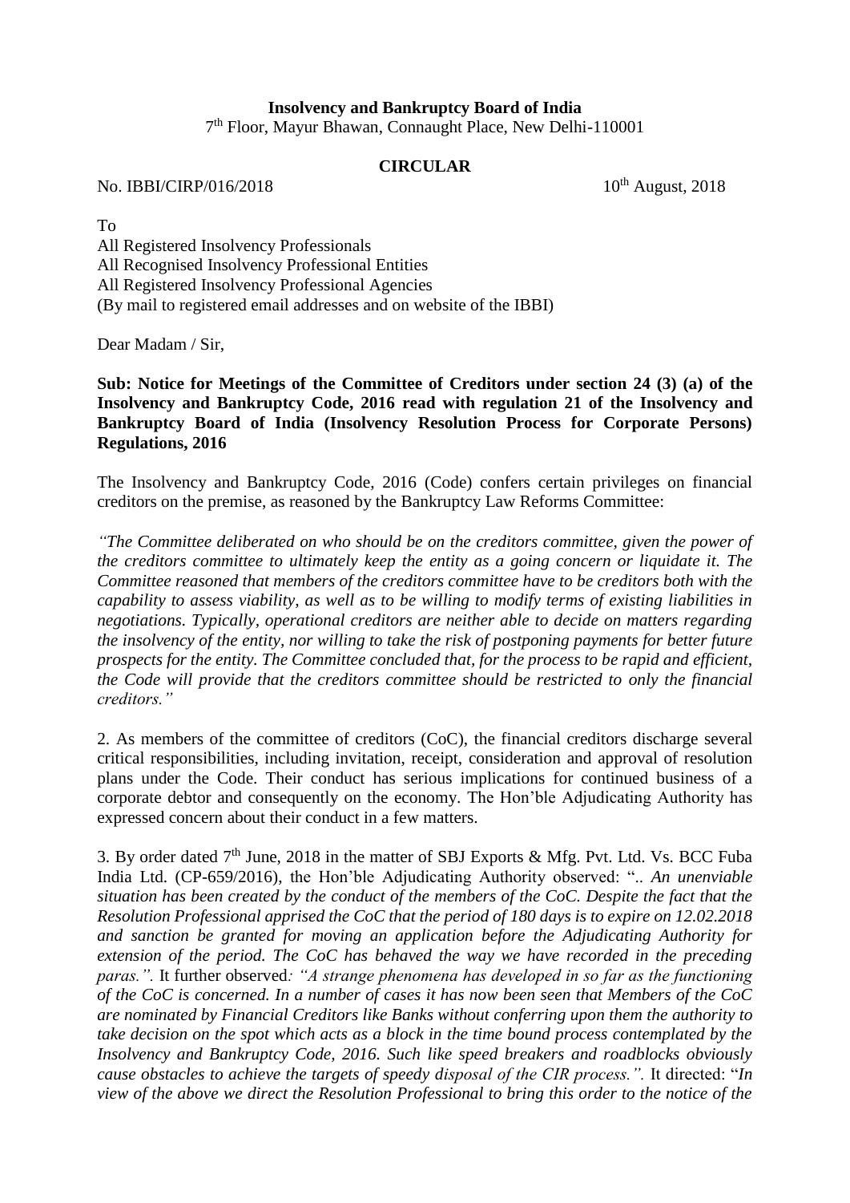**Insolvency and Bankruptcy Board of India**
7th Floor, Mayur Bhawan, Connaught Place, New Delhi-110001

**CIRCULAR**

No. IBBI/CIRP/016/2018 10th August, 2018

To
All Registered Insolvency Professionals
All Recognised Insolvency Professional Entities
All Registered Insolvency Professional Agencies
(By mail to registered email addresses and on website of the IBBI)

Dear Madam / Sir,

**Sub: Notice for Meetings of the Committee of Creditors under section 24 (3) (a) of the Insolvency and Bankruptcy Code, 2016 read with regulation 21 of the Insolvency and Bankruptcy Board of India (Insolvency Resolution Process for Corporate Persons) Regulations, 2016**

The Insolvency and Bankruptcy Code, 2016 (Code) confers certain privileges on financial creditors on the premise, as reasoned by the Bankruptcy Law Reforms Committee:

*"The Committee deliberated on who should be on the creditors committee, given the power of the creditors committee to ultimately keep the entity as a going concern or liquidate it. The Committee reasoned that members of the creditors committee have to be creditors both with the capability to assess viability, as well as to be willing to modify terms of existing liabilities in negotiations. Typically, operational creditors are neither able to decide on matters regarding the insolvency of the entity, nor willing to take the risk of postponing payments for better future prospects for the entity. The Committee concluded that, for the process to be rapid and efficient, the Code will provide that the creditors committee should be restricted to only the financial creditors."*

2. As members of the committee of creditors (CoC), the financial creditors discharge several critical responsibilities, including invitation, receipt, consideration and approval of resolution plans under the Code. Their conduct has serious implications for continued business of a corporate debtor and consequently on the economy. The Hon'ble Adjudicating Authority has expressed concern about their conduct in a few matters.

3. By order dated 7th June, 2018 in the matter of SBJ Exports & Mfg. Pvt. Ltd. Vs. BCC Fuba India Ltd. (CP-659/2016), the Hon'ble Adjudicating Authority observed: ".. *An unenviable situation has been created by the conduct of the members of the CoC. Despite the fact that the Resolution Professional apprised the CoC that the period of 180 days is to expire on 12.02.2018 and sanction be granted for moving an application before the Adjudicating Authority for extension of the period. The CoC has behaved the way we have recorded in the preceding paras.".* It further observed*: "A strange phenomena has developed in so far as the functioning of the CoC is concerned. In a number of cases it has now been seen that Members of the CoC are nominated by Financial Creditors like Banks without conferring upon them the authority to take decision on the spot which acts as a block in the time bound process contemplated by the Insolvency and Bankruptcy Code, 2016. Such like speed breakers and roadblocks obviously cause obstacles to achieve the targets of speedy disposal of the CIR process.".* It directed: "*In view of the above we direct the Resolution Professional to bring this order to the notice of the*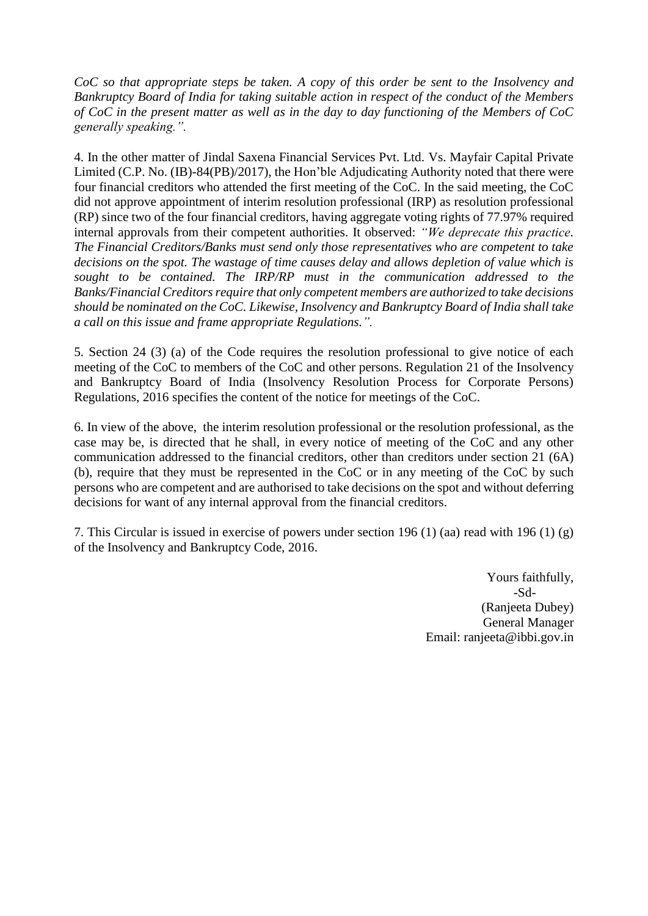*CoC so that appropriate steps be taken. A copy of this order be sent to the Insolvency and Bankruptcy Board of India for taking suitable action in respect of the conduct of the Members of CoC in the present matter as well as in the day to day functioning of the Members of CoC generally speaking.".*

4. In the other matter of Jindal Saxena Financial Services Pvt. Ltd. Vs. Mayfair Capital Private Limited (C.P. No. (IB)-84(PB)/2017), the Hon'ble Adjudicating Authority noted that there were four financial creditors who attended the first meeting of the CoC. In the said meeting, the CoC did not approve appointment of interim resolution professional (IRP) as resolution professional (RP) since two of the four financial creditors, having aggregate voting rights of 77.97% required internal approvals from their competent authorities. It observed: *"We deprecate this practice. The Financial Creditors/Banks must send only those representatives who are competent to take decisions on the spot. The wastage of time causes delay and allows depletion of value which is sought to be contained. The IRP/RP must in the communication addressed to the Banks/Financial Creditors require that only competent members are authorized to take decisions should be nominated on the CoC. Likewise, Insolvency and Bankruptcy Board of India shall take a call on this issue and frame appropriate Regulations.".*

5. Section 24 (3) (a) of the Code requires the resolution professional to give notice of each meeting of the CoC to members of the CoC and other persons. Regulation 21 of the Insolvency and Bankruptcy Board of India (Insolvency Resolution Process for Corporate Persons) Regulations, 2016 specifies the content of the notice for meetings of the CoC.

6. In view of the above, the interim resolution professional or the resolution professional, as the case may be, is directed that he shall, in every notice of meeting of the CoC and any other communication addressed to the financial creditors, other than creditors under section 21 (6A) (b), require that they must be represented in the CoC or in any meeting of the CoC by such persons who are competent and are authorised to take decisions on the spot and without deferring decisions for want of any internal approval from the financial creditors.

7. This Circular is issued in exercise of powers under section 196 (1) (aa) read with 196 (1) (g) of the Insolvency and Bankruptcy Code, 2016.

Yours faithfully,
-Sd-
(Ranjeeta Dubey)
General Manager
Email: ranjeeta@ibbi.gov.in